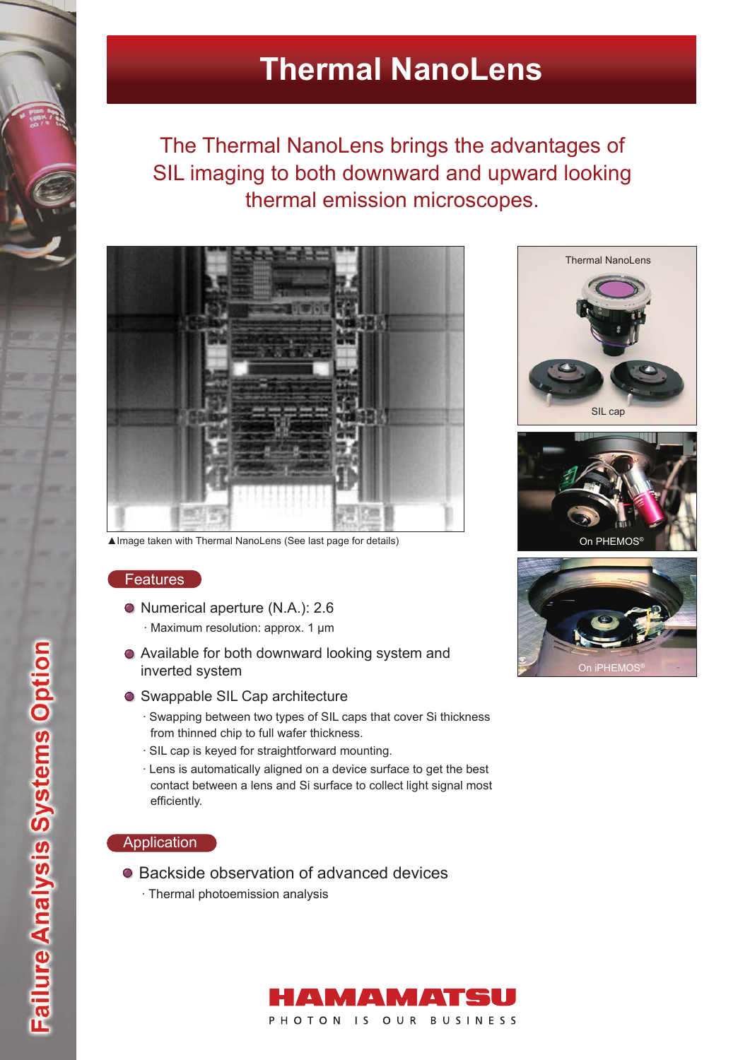# Thermal NanoLens

The Thermal NanoLens brings the advantages of SIL imaging to both downward and upward looking thermal emission microscopes.

▲Image taken with Thermal NanoLens (See last page for details)

Thermal NanoLens

SIL cap

On PHEMOS®

On iPHEMOS®

## Features

- Numerical aperture (N.A.): 2.6
  - · Maximum resolution: approx. 1 μm
- Available for both downward looking system and inverted system
- Swappable SIL Cap architecture
  - · Swapping between two types of SIL caps that cover Si thickness from thinned chip to full wafer thickness.
  - · SIL cap is keyed for straightforward mounting.
  - · Lens is automatically aligned on a device surface to get the best contact between a lens and Si surface to collect light signal most efficiently.

## Application

- Backside observation of advanced devices
  - · Thermal photoemission analysis

Failure Analysis Systems Option

HAMAMATSU

PHOTON IS OUR BUSINESS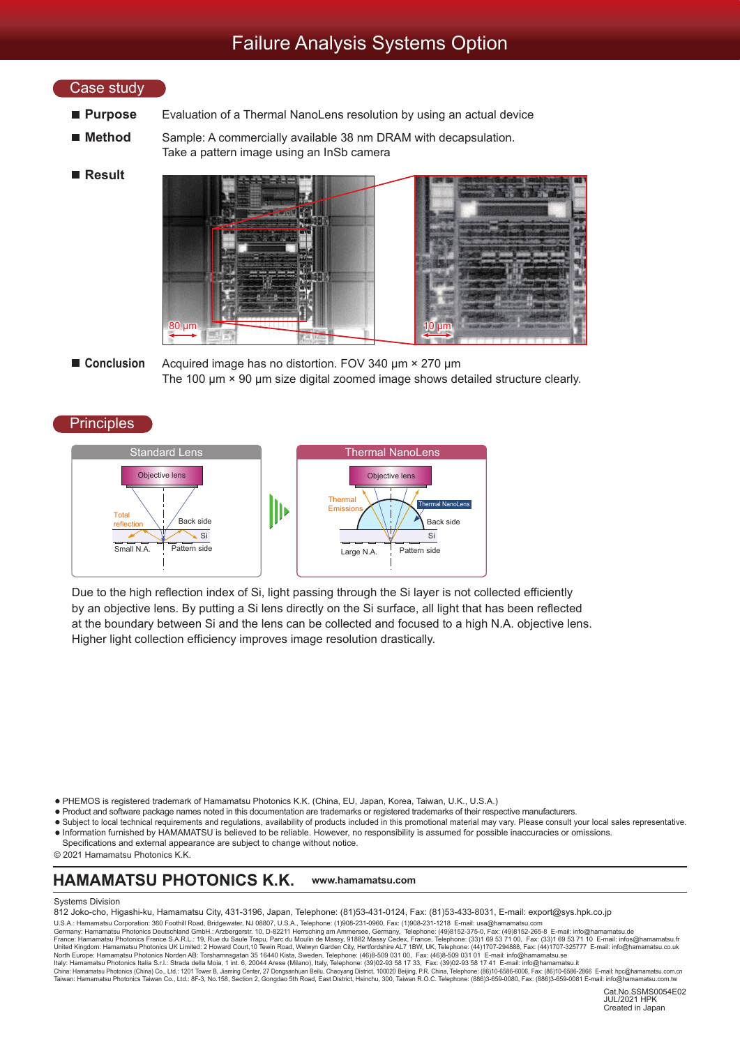# Failure Analysis Systems Option

## Case study

- **Purpose** Evaluation of a Thermal NanoLens resolution by using an actual device
- **Method** Sample: A commercially available 38 nm DRAM with decapsulation.
  Take a pattern image using an InSb camera
- **Result**

80 μm

10 μm

- **Conclusion** Acquired image has no distortion. FOV 340 μm × 270 μm
  The 100 μm × 90 μm size digital zoomed image shows detailed structure clearly.

## Principles

Standard Lens

Objective lens

Total reflection

Back side

Si

Small N.A.

Pattern side

Thermal NanoLens

Objective lens

Thermal Emissions

Thermal NanoLens

Back side

Si

Large N.A.

Pattern side

Due to the high reflection index of Si, light passing through the Si layer is not collected efficiently by an objective lens. By putting a Si lens directly on the Si surface, all light that has been reflected at the boundary between Si and the lens can be collected and focused to a high N.A. objective lens. Higher light collection efficiency improves image resolution drastically.

- PHEMOS is registered trademark of Hamamatsu Photonics K.K. (China, EU, Japan, Korea, Taiwan, U.K., U.S.A.)
- Product and software package names noted in this documentation are trademarks or registered trademarks of their respective manufacturers.
- Subject to local technical requirements and regulations, availability of products included in this promotional material may vary. Please consult your local sales representative.
- Information furnished by HAMAMATSU is believed to be reliable. However, no responsibility is assumed for possible inaccuracies or omissions.
  Specifications and external appearance are subject to change without notice.

© 2021 Hamamatsu Photonics K.K.

**HAMAMATSU PHOTONICS K.K.** www.hamamatsu.com

Systems Division
812 Joko-cho, Higashi-ku, Hamamatsu City, 431-3196, Japan, Telephone: (81)53-431-0124, Fax: (81)53-433-8031, E-mail: export@sys.hpk.co.jp

U.S.A.: Hamamatsu Corporation: 360 Foothill Road, Bridgewater, NJ 08807, U.S.A., Telephone: (1)908-231-0960, Fax: (1)908-231-1218 E-mail: usa@hamamatsu.com
Germany: Hamamatsu Photonics Deutschland GmbH.: Arzbergerstr. 10, D-82211 Herrsching am Ammersee, Germany, Telephone: (49)8152-375-0, Fax: (49)8152-265-8 E-mail: info@hamamatsu.de
France: Hamamatsu Photonics France S.A.R.L.: 19, Rue du Saule Trapu, Parc du Moulin de Massy, 91882 Massy Cedex, France, Telephone: (33)1 69 53 71 00, Fax: (33)1 69 53 71 10 E-mail: infos@hamamatsu.fr
United Kingdom: Hamamatsu Photonics UK Limited: 2 Howard Court,10 Tewin Road, Welwyn Garden City, Hertfordshire AL7 1BW, UK, Telephone: (44)1707-294888, Fax: (44)1707-325777 E-mail: info@hamamatsu.co.uk
North Europe: Hamamatsu Photonics Norden AB: Torshamnsgatan 35 16440 Kista, Sweden, Telephone: (46)8-509 031 00, Fax: (46)8-509 031 01 E-mail: info@hamamatsu.se
Italy: Hamamatsu Photonics Italia S.r.l.: Strada della Moia, 1 int. 6, 20044 Arese (Milano), Italy, Telephone: (39)02-93 58 17 33, Fax: (39)02-93 58 17 41 E-mail: info@hamamatsu.it
China: Hamamatsu Photonics (China) Co., Ltd.: 1201 Tower B, Jiaming Center, 27 Dongsanhuan Beilu, Chaoyang District, 100020 Beijing, P.R. China, Telephone: (86)10-6586-6006, Fax: (86)10-6586-2866 E-mail: hpc@hamamatsu.com.cn
Taiwan: Hamamatsu Photonics Taiwan Co., Ltd.: 8F-3, No.158, Section 2, Gongdao 5th Road, East District, Hsinchu, 300, Taiwan R.O.C. Telephone: (886)3-659-0080, Fax: (886)3-659-0081 E-mail: info@hamamatsu.com.tw

Cat.No.SSMS0054E02
JUL/2021 HPK
Created in Japan